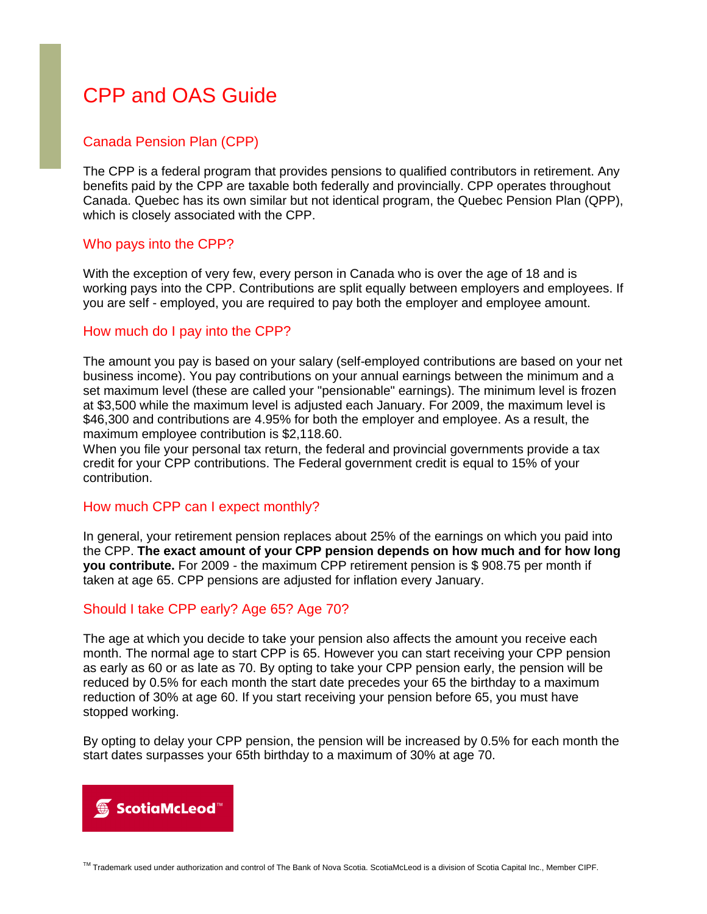# CPP and OAS Guide

## Canada Pension Plan (CPP)

The CPP is a federal program that provides pensions to qualified contributors in retirement. Any benefits paid by the CPP are taxable both federally and provincially. CPP operates throughout Canada. Quebec has its own similar but not identical program, the Quebec Pension Plan (QPP), which is closely associated with the CPP.

## Who pays into the CPP?

With the exception of very few, every person in Canada who is over the age of 18 and is working pays into the CPP. Contributions are split equally between employers and employees. If you are self - employed, you are required to pay both the employer and employee amount.

## How much do I pay into the CPP?

The amount you pay is based on your salary (self-employed contributions are based on your net business income). You pay contributions on your annual earnings between the minimum and a set maximum level (these are called your "pensionable" earnings). The minimum level is frozen at $3,500 while the maximum level is adjusted each January. For 2009, the maximum level is $46,300 and contributions are 4.95% for both the employer and employee. As a result, the maximum employee contribution is $2,118.60.
When you file your personal tax return, the federal and provincial governments provide a tax credit for your CPP contributions. The Federal government credit is equal to 15% of your contribution.

## How much CPP can I expect monthly?

In general, your retirement pension replaces about 25% of the earnings on which you paid into the CPP. **The exact amount of your CPP pension depends on how much and for how long you contribute.** For 2009 - the maximum CPP retirement pension is $ 908.75 per month if taken at age 65. CPP pensions are adjusted for inflation every January.

## Should I take CPP early? Age 65? Age 70?

The age at which you decide to take your pension also affects the amount you receive each month. The normal age to start CPP is 65. However you can start receiving your CPP pension as early as 60 or as late as 70. By opting to take your CPP pension early, the pension will be reduced by 0.5% for each month the start date precedes your 65 the birthday to a maximum reduction of 30% at age 60. If you start receiving your pension before 65, you must have stopped working.

By opting to delay your CPP pension, the pension will be increased by 0.5% for each month the start dates surpasses your 65th birthday to a maximum of 30% at age 70.

ScotiaMcLeod™

™ Trademark used under authorization and control of The Bank of Nova Scotia. ScotiaMcLeod is a division of Scotia Capital Inc., Member CIPF.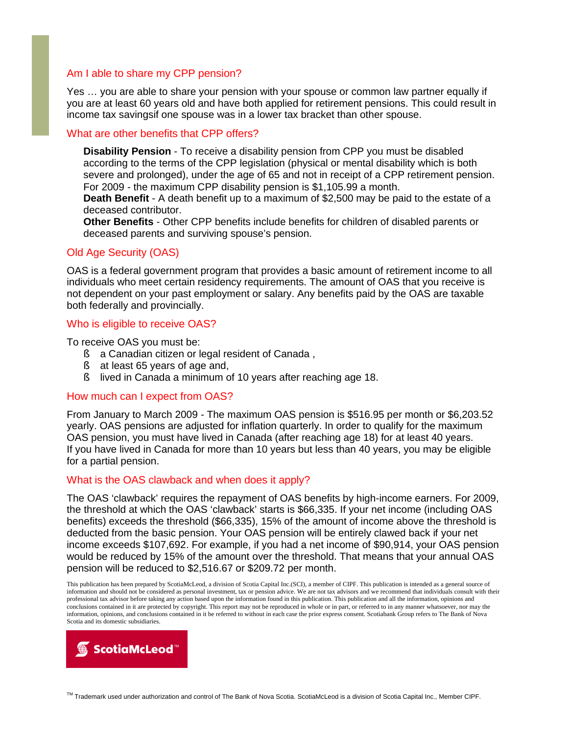## Am I able to share my CPP pension?

Yes … you are able to share your pension with your spouse or common law partner equally if you are at least 60 years old and have both applied for retirement pensions. This could result in income tax savingsif one spouse was in a lower tax bracket than other spouse.

## What are other benefits that CPP offers?

**Disability Pension** - To receive a disability pension from CPP you must be disabled according to the terms of the CPP legislation (physical or mental disability which is both severe and prolonged), under the age of 65 and not in receipt of a CPP retirement pension. For 2009 - the maximum CPP disability pension is $1,105.99 a month.
**Death Benefit** - A death benefit up to a maximum of $2,500 may be paid to the estate of a deceased contributor.
**Other Benefits** - Other CPP benefits include benefits for children of disabled parents or deceased parents and surviving spouse's pension.

## Old Age Security (OAS)

OAS is a federal government program that provides a basic amount of retirement income to all individuals who meet certain residency requirements. The amount of OAS that you receive is not dependent on your past employment or salary. Any benefits paid by the OAS are taxable both federally and provincially.

## Who is eligible to receive OAS?

To receive OAS you must be:

- a Canadian citizen or legal resident of Canada ,
- at least 65 years of age and,
- lived in Canada a minimum of 10 years after reaching age 18.

## How much can I expect from OAS?

From January to March 2009 - The maximum OAS pension is $516.95 per month or $6,203.52 yearly. OAS pensions are adjusted for inflation quarterly. In order to qualify for the maximum OAS pension, you must have lived in Canada (after reaching age 18) for at least 40 years. If you have lived in Canada for more than 10 years but less than 40 years, you may be eligible for a partial pension.

## What is the OAS clawback and when does it apply?

The OAS 'clawback' requires the repayment of OAS benefits by high-income earners. For 2009, the threshold at which the OAS 'clawback' starts is $66,335. If your net income (including OAS benefits) exceeds the threshold ($66,335), 15% of the amount of income above the threshold is deducted from the basic pension. Your OAS pension will be entirely clawed back if your net income exceeds $107,692. For example, if you had a net income of $90,914, your OAS pension would be reduced by 15% of the amount over the threshold. That means that your annual OAS pension will be reduced to $2,516.67 or $209.72 per month.

This publication has been prepared by ScotiaMcLeod, a division of Scotia Capital Inc.(SCI), a member of CIPF. This publication is intended as a general source of information and should not be considered as personal investment, tax or pension advice. We are not tax advisors and we recommend that individuals consult with their professional tax advisor before taking any action based upon the information found in this publication. This publication and all the information, opinions and conclusions contained in it are protected by copyright. This report may not be reproduced in whole or in part, or referred to in any manner whatsoever, nor may the information, opinions, and conclusions contained in it be referred to without in each case the prior express consent. Scotiabank Group refers to The Bank of Nova Scotia and its domestic subsidiaries.

ScotiaMcLeod™

™ Trademark used under authorization and control of The Bank of Nova Scotia. ScotiaMcLeod is a division of Scotia Capital Inc., Member CIPF.